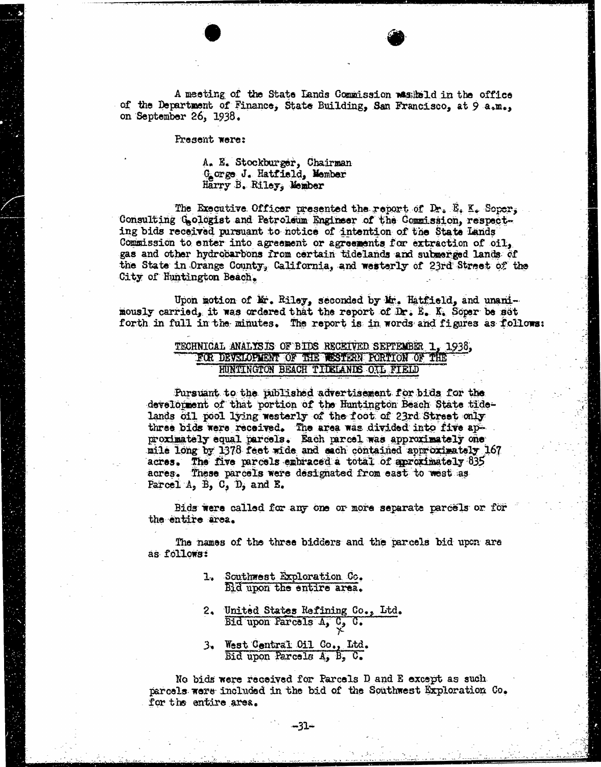A meeting of the State Lands Commission was held in the office of the Department of Finance, State Building, San Francisco, at 9 a.m., on September 26, 1938.

Present were:

> A. E. Stockburger, Chairman
> George J. Hatfield, Member
> Harry B. Riley, Member

The Executive Officer presented the report of Dr. E. K. Soper, Consulting Geologist and Petroleum Engineer of the Commission, respecting bids received pursuant to notice of intention of the State Lands Commission to enter into agreement or agreements for extraction of oil, gas and other hydrocarbons from certain tidelands and submerged lands of the State in Orange County, California, and westerly of 23rd Street of the City of Huntington Beach.

Upon motion of Mr. Riley, seconded by Mr. Hatfield, and unanimously carried, it was ordered that the report of Dr. E. K. Soper be set forth in full in the minutes. The report is in words and figures as follows:

## TECHNICAL ANALYSIS OF BIDS RECEIVED SEPTEMBER 1, 1938, FOR DEVELOPMENT OF THE WESTERN PORTION OF THE HUNTINGTON BEACH TIDELANDS OIL FIELD

Pursuant to the published advertisement for bids for the development of that portion of the Huntington Beach State tidelands oil pool lying westerly of the foot of 23rd Street only three bids were received. The area was divided into five approximately equal parcels. Each parcel was approximately one mile long by 1378 feet wide and each contained approximately 167 acres. The five parcels embraced a total of approximately 835 acres. These parcels were designated from east to west as Parcel A, B, C, D, and E.

Bids were called for any one or more separate parcels or for the entire area.

The names of the three bidders and the parcels bid upon are as follows:

1. Southwest Exploration Co.
   Bid upon the entire area.
2. United States Refining Co., Ltd.
   Bid upon Parcels A, C, C.
3. West Central Oil Co., Ltd.
   Bid upon Parcels A, B, C.

No bids were received for Parcels D and E except as such parcels were included in the bid of the Southwest Exploration Co. for the entire area.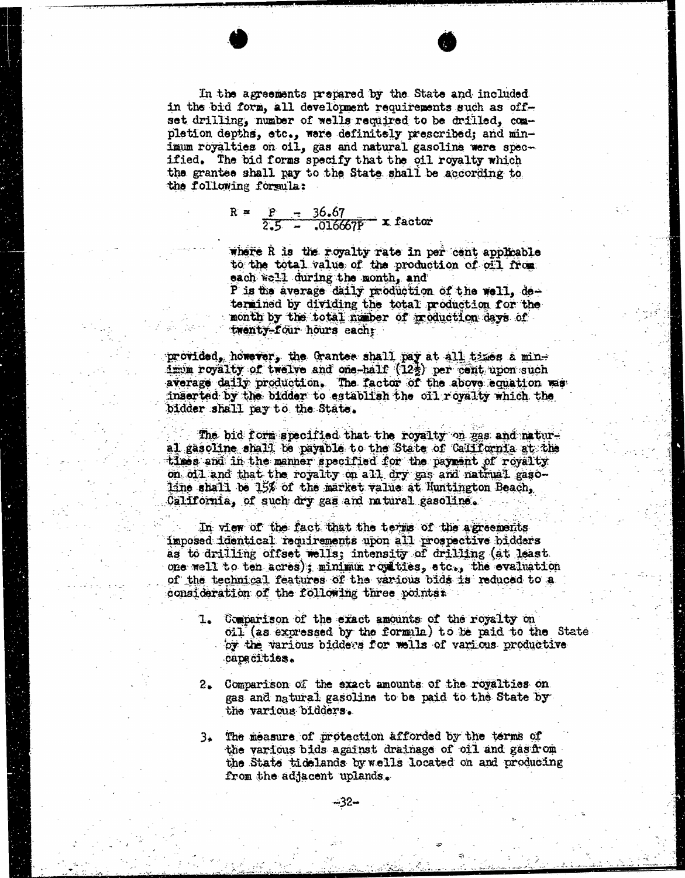In the agreements prepared by the State and included in the bid form, all development requirements such as offset drilling, number of wells required to be drilled, completion depths, etc., were definitely prescribed; and minimum royalties on oil, gas and natural gasoline were specified. The bid forms specify that the oil royalty which the grantee shall pay to the State shall be according to the following formula:

$$R = \frac{P - 36.67}{2.5 - .016667P} \times \text{factor}$$

> where R is the royalty rate in per cent applicable to the total value of the production of oil from each well during the month, and
> P is the average daily production of the well, determined by dividing the total production for the month by the total number of production days of twenty-four hours each;

provided, however, the Grantee shall pay at all times a minimum royalty of twelve and one-half ($12\frac{1}{2}$) per cent upon such average daily production. The factor of the above equation was inserted by the bidder to establish the oil royalty which the bidder shall pay to the State.

The bid form specified that the royalty on gas and natural gasoline shall be payable to the State of California at the times and in the manner specified for the payment of royalty on oil and that the royalty on all dry gas and natrual gasoline shall be 15% of the market value at Huntington Beach, California, of such dry gas and natural gasoline.

In view of the fact that the terms of the agreements imposed identical requirements upon all prospective bidders as to drilling offset wells; intensity of drilling (at least one well to ten acres); minimum royalties, etc., the evaluation of the technical features of the various bids is reduced to a consideration of the following three points:

1. Comparison of the exact amounts of the royalty on oil (as expressed by the formula) to be paid to the State by the various bidders for wells of various productive capacities.

2. Comparison of the exact amounts of the royalties on gas and natural gasoline to be paid to the State by the various bidders.

3. The measure of protection afforded by the terms of the various bids against drainage of oil and gas from the State tidelands by wells located on and producing from the adjacent uplands.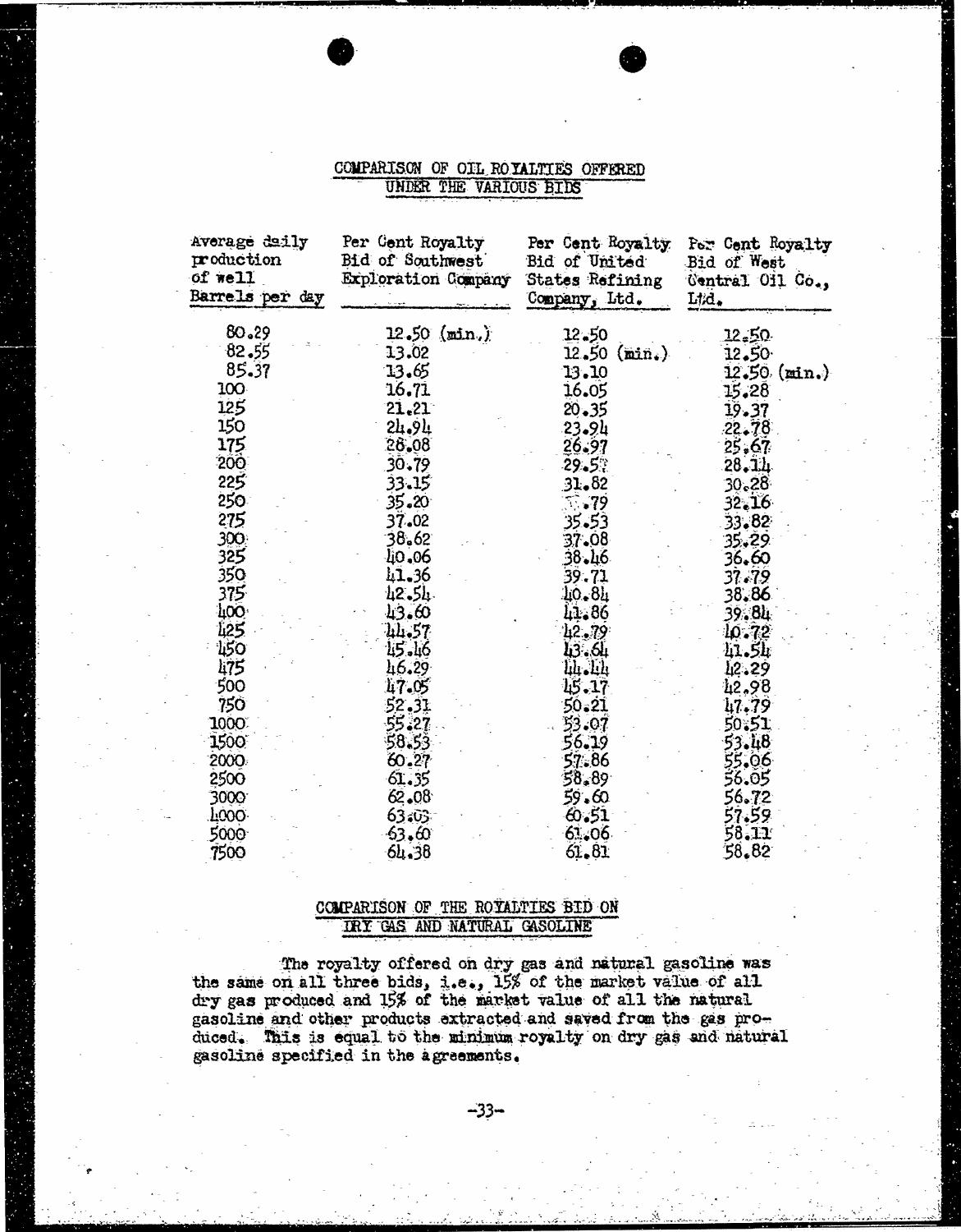## COMPARISON OF OIL ROYALTIES OFFERED UNDER THE VARIOUS BIDS

| Average daily production of well Barrels per day | Per Cent Royalty Bid of Southwest Exploration Company | Per Cent Royalty Bid of United States Refining Company, Ltd. | Per Cent Royalty Bid of West Central Oil Co., Ltd. |
|---|---|---|---|
| 80.29 | 12.50 (min.) | 12.50 | 12.50 |
| 82.55 | 13.02 | 12.50 (min.) | 12.50 |
| 85.37 | 13.65 | 13.10 | 12.50 (min.) |
| 100 | 16.71 | 16.05 | 15.28 |
| 125 | 21.21 | 20.35 | 19.37 |
| 150 | 24.94 | 23.94 | 22.78 |
| 175 | 28.08 | 26.97 | 25.67 |
| 200 | 30.79 | 29.57 | 28.14 |
| 225 | 33.15 | 31.82 | 30.28 |
| 250 | 35.20 | .79 | 32.16 |
| 275 | 37.02 | 35.53 | 33.82 |
| 300 | 38.62 | 37.08 | 35.29 |
| 325 | 40.06 | 38.46 | 36.60 |
| 350 | 41.36 | 39.71 | 37.79 |
| 375 | 42.54 | 40.84 | 38.86 |
| 400 | 43.60 | 41.86 | 39.84 |
| 425 | 44.57 | 42.79 | 40.72 |
| 450 | 45.46 | 43.64 | 41.54 |
| 475 | 46.29 | 44.44 | 42.29 |
| 500 | 47.05 | 45.17 | 42.98 |
| 750 | 52.31 | 50.21 | 47.79 |
| 1000 | 55.27 | 53.07 | 50.51 |
| 1500 | 58.53 | 56.19 | 53.48 |
| 2000 | 60.27 | 57.86 | 55.06 |
| 2500 | 61.35 | 58.89 | 56.05 |
| 3000 | 62.08 | 59.60 | 56.72 |
| 4000 | 63.03 | 60.51 | 57.59 |
| 5000 | 63.60 | 61.06 | 58.11 |
| 7500 | 64.38 | 61.81 | 58.82 |

## COMPARISON OF THE ROYALTIES BID ON DRY GAS AND NATURAL GASOLINE

The royalty offered on dry gas and natural gasoline was the same on all three bids, i.e., 15% of the market value of all dry gas produced and 15% of the market value of all the natural gasoline and other products extracted and saved from the gas produced. This is equal to the minimum royalty on dry gas and natural gasoline specified in the agreements.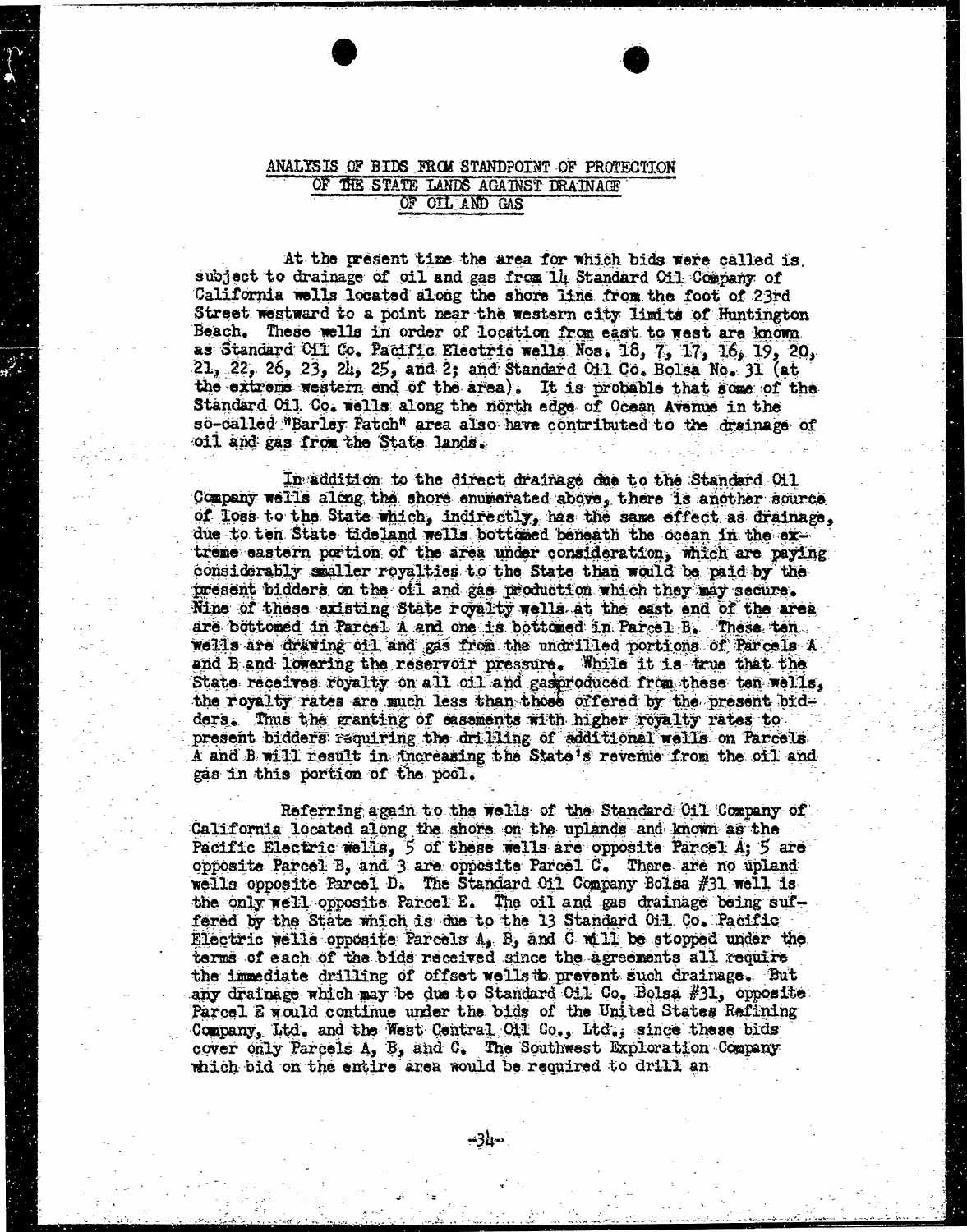## ANALYSIS OF BIDS FROM STANDPOINT OF PROTECTION OF THE STATE LANDS AGAINST DRAINAGE OF OIL AND GAS

At the present time the area for which bids were called is subject to drainage of oil and gas from 14 Standard Oil Company of California wells located along the shore line from the foot of 23rd Street westward to a point near the western city limits of Huntington Beach. These wells in order of location from east to west are known as Standard Oil Co. Pacific Electric wells Nos. 18, 7, 17, 16, 19, 20, 21, 22, 26, 23, 24, 25, and 2; and Standard Oil Co. Bolsa No. 31 (at the extreme western end of the area). It is probable that some of the Standard Oil Co. wells along the north edge of Ocean Avenue in the so-called "Barley Patch" area also have contributed to the drainage of oil and gas from the State lands.

In addition to the direct drainage due to the Standard Oil Company wells along the shore enumerated above, there is another source of loss to the State which, indirectly, has the same effect as drainage, due to ten State tideland wells bottomed beneath the ocean in the extreme eastern portion of the area under consideration, which are paying considerably smaller royalties to the State than would be paid by the present bidders on the oil and gas production which they may secure. Nine of these existing State royalty wells at the east end of the area are bottomed in Parcel A and one is bottomed in Parcel B. These ten wells are drawing oil and gas from the undrilled portions of Parcels A and B and lowering the reservoir pressure. While it is true that the State receives royalty on all oil and gas produced from these ten wells, the royalty rates are much less than those offered by the present bidders. Thus the granting of easements with higher royalty rates to present bidders requiring the drilling of additional wells on Parcels A and B will result in increasing the State's revenue from the oil and gas in this portion of the pool.

Referring again to the wells of the Standard Oil Company of California located along the shore on the uplands and known as the Pacific Electric wells, 5 of these wells are opposite Parcel A; 5 are opposite Parcel B, and 3 are opposite Parcel C. There are no upland wells opposite Parcel D. The Standard Oil Company Bolsa #31 well is the only well opposite Parcel E. The oil and gas drainage being suffered by the State which is due to the 13 Standard Oil Co. Pacific Electric wells opposite Parcels A, B, and C will be stopped under the terms of each of the bids received since the agreements all require the immediate drilling of offset wells to prevent such drainage. But any drainage which may be due to Standard Oil Co. Bolsa #31, opposite Parcel E would continue under the bids of the United States Refining Company, Ltd. and the West Central Oil Co., Ltd., since these bids cover only Parcels A, B, and C. The Southwest Exploration Company which bid on the entire area would be required to drill an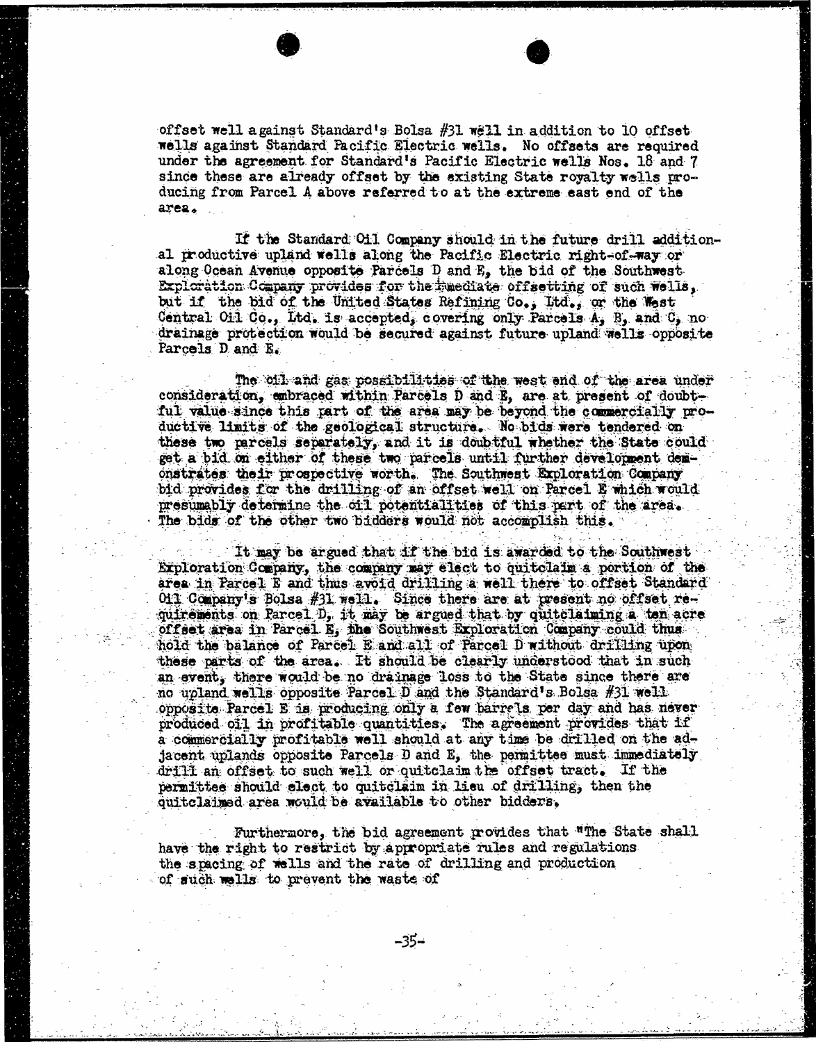offset well against Standard's Bolsa #31 well in addition to 10 offset wells against Standard Pacific Electric wells. No offsets are required under the agreement for Standard's Pacific Electric wells Nos. 18 and 7 since these are already offset by the existing State royalty wells producing from Parcel A above referred to at the extreme east end of the area.

If the Standard Oil Company should in the future drill additional productive upland wells along the Pacific Electric right-of-way or along Ocean Avenue opposite Parcels D and E, the bid of the Southwest Exploration Company provides for the immediate offsetting of such wells, but if the bid of the United States Refining Co., Ltd., or the West Central Oil Co., Ltd. is accepted, covering only Parcels A, B, and C, no drainage protection would be secured against future upland wells opposite Parcels D and E.

The oil and gas possibilities of the west end of the area under consideration, embraced within Parcels D and E, are at present of doubtful value since this part of the area may be beyond the commercially productive limits of the geological structure. No bids were tendered on these two parcels separately, and it is doubtful whether the State could get a bid on either of these two parcels until further development demonstrates their prospective worth. The Southwest Exploration Company bid provides for the drilling of an offset well on Parcel E which would presumably determine the oil potentialities of this part of the area. The bids of the other two bidders would not accomplish this.

It may be argued that if the bid is awarded to the Southwest Exploration Company, the company may elect to quitclaim a portion of the area in Parcel E and thus avoid drilling a well there to offset Standard Oil Company's Bolsa #31 well. Since there are at present no offset requirements on Parcel D, it may be argued that by quitclaiming a ten acre offset area in Parcel E, the Southwest Exploration Company could thus hold the balance of Parcel E and all of Parcel D without drilling upon these parts of the area. It should be clearly understood that in such an event, there would be no drainage loss to the State since there are no upland wells opposite Parcel D and the Standard's Bolsa #31 well opposite Parcel E is producing only a few barrels per day and has never produced oil in profitable quantities. The agreement provides that if a commercially profitable well should at any time be drilled on the adjacent uplands opposite Parcels D and E, the permittee must immediately drill an offset to such well or quitclaim the offset tract. If the permittee should elect to quitclaim in lieu of drilling, then the quitclaimed area would be available to other bidders.

Furthermore, the bid agreement provides that "The State shall have the right to restrict by appropriate rules and regulations the spacing of wells and the rate of drilling and production of such wells to prevent the waste of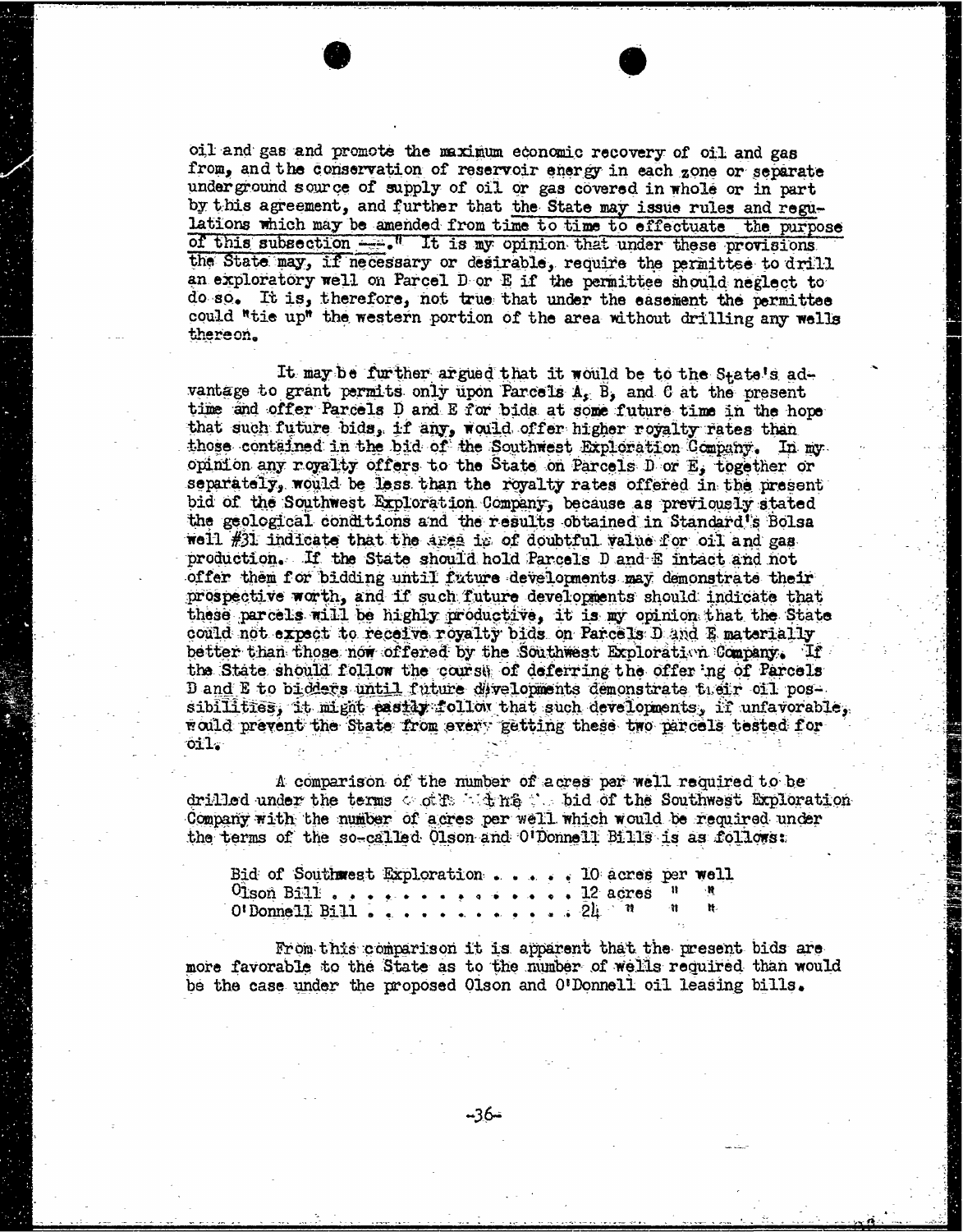oil and gas and promote the maximum economic recovery of oil and gas from, and the conservation of reservoir energy in each zone or separate underground source of supply of oil or gas covered in whole or in part by this agreement, and further that the State may issue rules and regulations which may be amended from time to time to effectuate the purpose of this subsection ---." It is my opinion that under these provisions the State may, if necessary or desirable, require the permittee to drill an exploratory well on Parcel D or E if the permittee should neglect to do so. It is, therefore, not true that under the easement the permittee could "tie up" the western portion of the area without drilling any wells thereon.

It may be further argued that it would be to the State's advantage to grant permits only upon Parcels A, B, and C at the present time and offer Parcels D and E for bids at some future time in the hope that such future bids, if any, would offer higher royalty rates than those contained in the bid of the Southwest Exploration Company. In my opinion any royalty offers to the State on Parcels D or E, together or separately, would be less than the royalty rates offered in the present bid of the Southwest Exploration Company, because as previously stated the geological conditions and the results obtained in Standard's Bolsa well #31 indicate that the area is of doubtful value for oil and gas production. If the State should hold Parcels D and E intact and not offer them for bidding until future developments may demonstrate their prospective worth, and if such future developments should indicate that these parcels will be highly productive, it is my opinion that the State could not expect to receive royalty bids on Parcels D and E materially better than those now offered by the Southwest Exploration Company. If the State should follow the course of deferring the offering of Parcels D and E to bidders until future developments demonstrate their oil possibilities, it might easily follow that such developments, if unfavorable, would prevent the State from every getting these two parcels tested for oil.

A comparison of the number of acres per well required to be drilled under the terms of the bid of the Southwest Exploration Company with the number of acres per well which would be required under the terms of the so-called Olson and O'Donnell Bills is as follows:

| | |
|---|---|
| Bid of Southwest Exploration | 10 acres per well |
| Olson Bill | 12 acres " " |
| O'Donnell Bill | 24 " " " |

From this comparison it is apparent that the present bids are more favorable to the State as to the number of wells required than would be the case under the proposed Olson and O'Donnell oil leasing bills.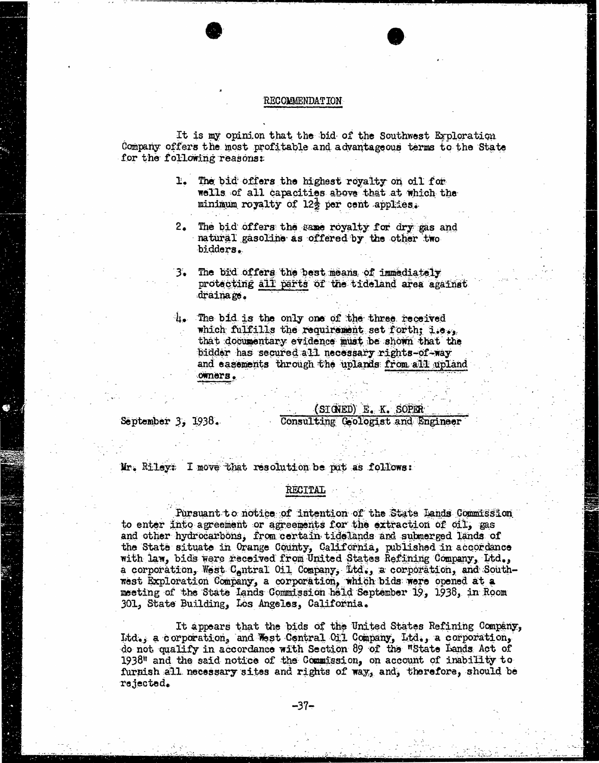## RECOMMENDATION

It is my opinion that the bid of the Southwest Exploration Company offers the most profitable and advantageous terms to the State for the following reasons:

1. The bid offers the highest royalty on oil for wells of all capacities above that at which the minimum royalty of $12\frac{1}{2}$ per cent applies.

2. The bid offers the same royalty for dry gas and natural gasoline as offered by the other two bidders.

3. The bid offers the best means of immediately protecting all parts of the tideland area against drainage.

4. The bid is the only one of the three received which fulfills the requirement set forth; i.e., that documentary evidence must be shown that the bidder has secured all necessary rights-of-way and easements through the uplands from all upland owners.

September 3, 1938.

(SIGNED) E. K. SOPER
Consulting Geologist and Engineer

Mr. Riley: I move that resolution be put as follows:

## RECITAL

Pursuant to notice of intention of the State Lands Commission to enter into agreement or agreements for the extraction of oil, gas and other hydrocarbons, from certain tidelands and submerged lands of the State situate in Orange County, California, published in accordance with law, bids were received from United States Refining Company, Ltd., a corporation, West Central Oil Company, Ltd., a corporation, and Southwest Exploration Company, a corporation, which bids were opened at a meeting of the State Lands Commission held September 19, 1938, in Room 301, State Building, Los Angeles, California.

It appears that the bids of the United States Refining Company, Ltd., a corporation, and West Central Oil Company, Ltd., a corporation, do not qualify in accordance with Section 89 of the "State Lands Act of 1938" and the said notice of the Commission, on account of inability to furnish all necessary sites and rights of way, and, therefore, should be rejected.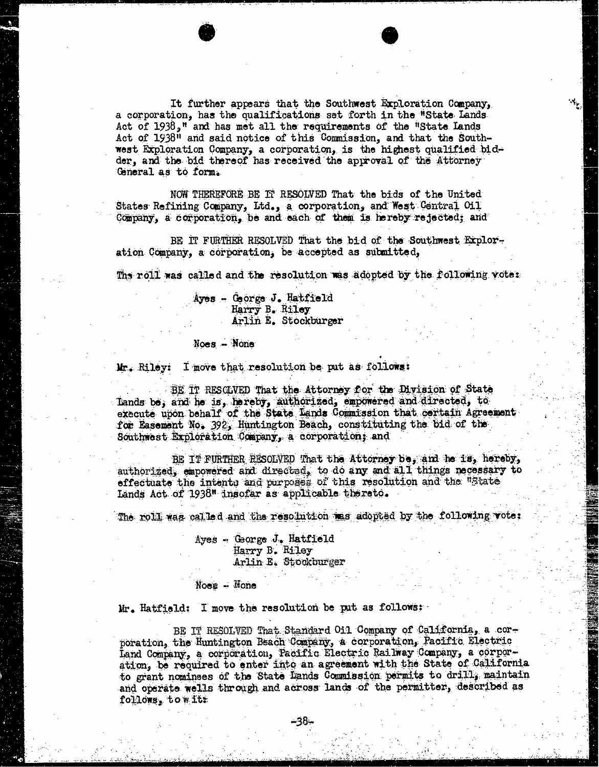It further appears that the Southwest Exploration Company, a corporation, has the qualifications set forth in the "State Lands Act of 1938," and has met all the requirements of the "State Lands Act of 1938" and said notice of this Commission, and that the Southwest Exploration Company, a corporation, is the highest qualified bidder, and the bid thereof has received the approval of the Attorney General as to form.

NOW THEREFORE BE IT RESOLVED That the bids of the United States Refining Company, Ltd., a corporation, and West Central Oil Company, a corporation, be and each of them is hereby rejected; and

BE IT FURTHER RESOLVED That the bid of the Southwest Exploration Company, a corporation, be accepted as submitted,

The roll was called and the resolution was adopted by the following vote:

Ayes - George J. Hatfield
Harry B. Riley
Arlin E. Stockburger

Noes - None

Mr. Riley: I move that resolution be put as follows:

BE IT RESOLVED That the Attorney for the Division of State Lands be, and he is, hereby, authorized, empowered and directed, to execute upon behalf of the State Lands Commission that certain Agreement for Easement No. 392, Huntington Beach, constituting the bid of the Southwest Exploration Company, a corporation; and

BE IT FURTHER RESOLVED That the Attorney be, and he is, hereby, authorized, empowered and directed, to do any and all things necessary to effectuate the intents and purposes of this resolution and the "State Lands Act of 1938" insofar as applicable thereto.

The roll was called and the resolution was adopted by the following vote:

Ayes - George J. Hatfield
Harry B. Riley
Arlin E. Stockburger

Noes - None

Mr. Hatfield: I move the resolution be put as follows:

BE IT RESOLVED That Standard Oil Company of California, a corporation, the Huntington Beach Company, a corporation, Pacific Electric Land Company, a corporation, Pacific Electric Railway Company, a corporation, be required to enter into an agreement with the State of California to grant nominees of the State Lands Commission permits to drill, maintain and operate wells through and across lands of the permitter, described as follows, to wit: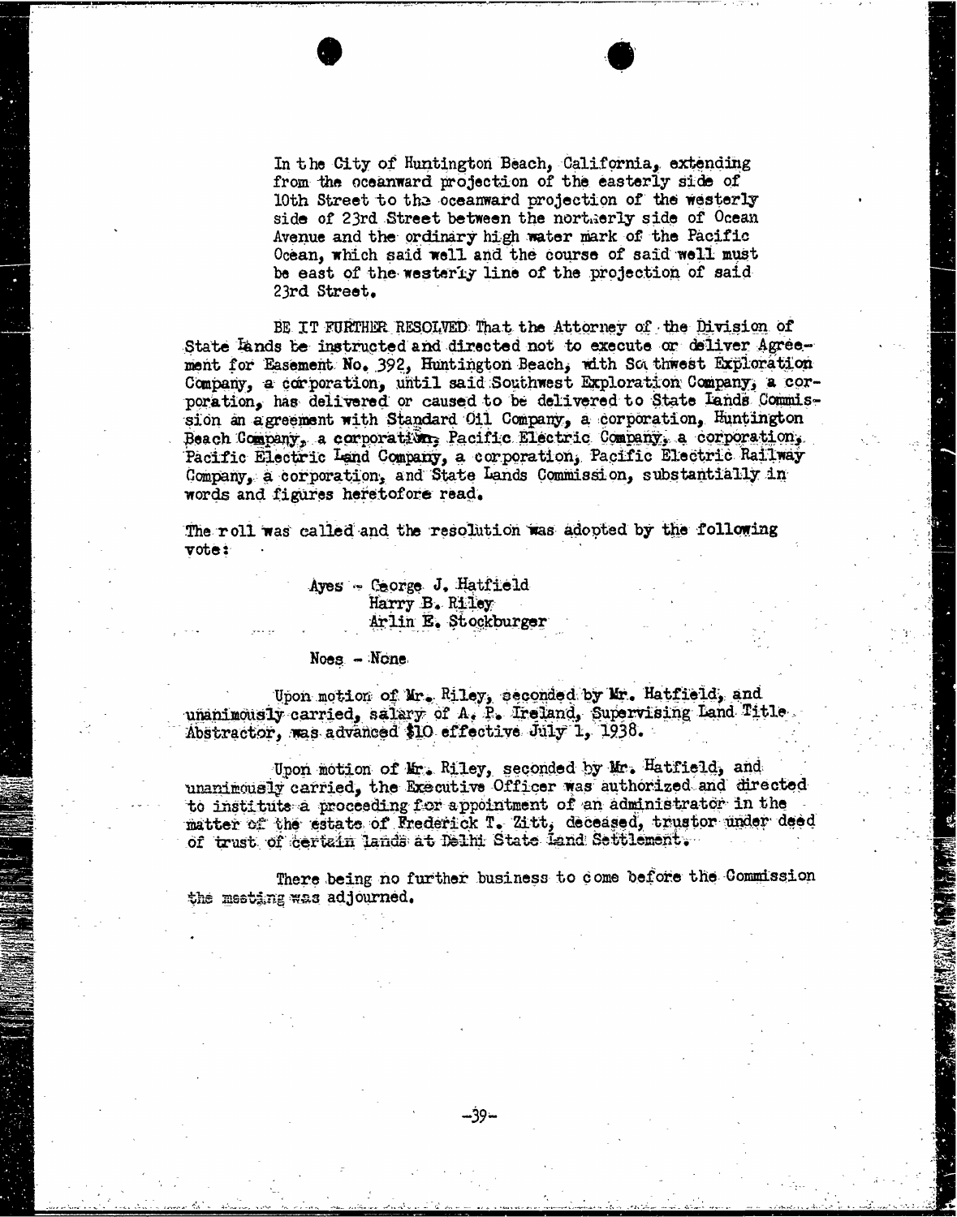In the City of Huntington Beach, California, extending from the oceanward projection of the easterly side of 10th Street to the oceanward projection of the westerly side of 23rd Street between the northerly side of Ocean Avenue and the ordinary high water mark of the Pacific Ocean, which said well and the course of said well must be east of the westerly line of the projection of said 23rd Street.

BE IT FURTHER RESOLVED That the Attorney of the Division of State Lands be instructed and directed not to execute or deliver Agreement for Easement No. 392, Huntington Beach, with Southwest Exploration Company, a corporation, until said Southwest Exploration Company, a corporation, has delivered or caused to be delivered to State Lands Commission an agreement with Standard Oil Company, a corporation, Huntington Beach Company, a corporation, Pacific Electric Company, a corporation, Pacific Electric Land Company, a corporation, Pacific Electric Railway Company, a corporation, and State Lands Commission, substantially in words and figures heretofore read.

The roll was called and the resolution was adopted by the following vote:

Ayes - George J. Hatfield
Harry B. Riley
Arlin E. Stockburger

Noes - None

Upon motion of Mr. Riley, seconded by Mr. Hatfield, and unanimously carried, salary of A. P. Ireland, Supervising Land Title Abstractor, was advanced $10 effective July 1, 1938.

Upon motion of Mr. Riley, seconded by Mr. Hatfield, and unanimously carried, the Executive Officer was authorized and directed to institute a proceeding for appointment of an administrator in the matter of the estate of Frederick T. Zitt, deceased, trustor under deed of trust of certain lands at Delhi State Land Settlement.

There being no further business to come before the Commission the meeting was adjourned.